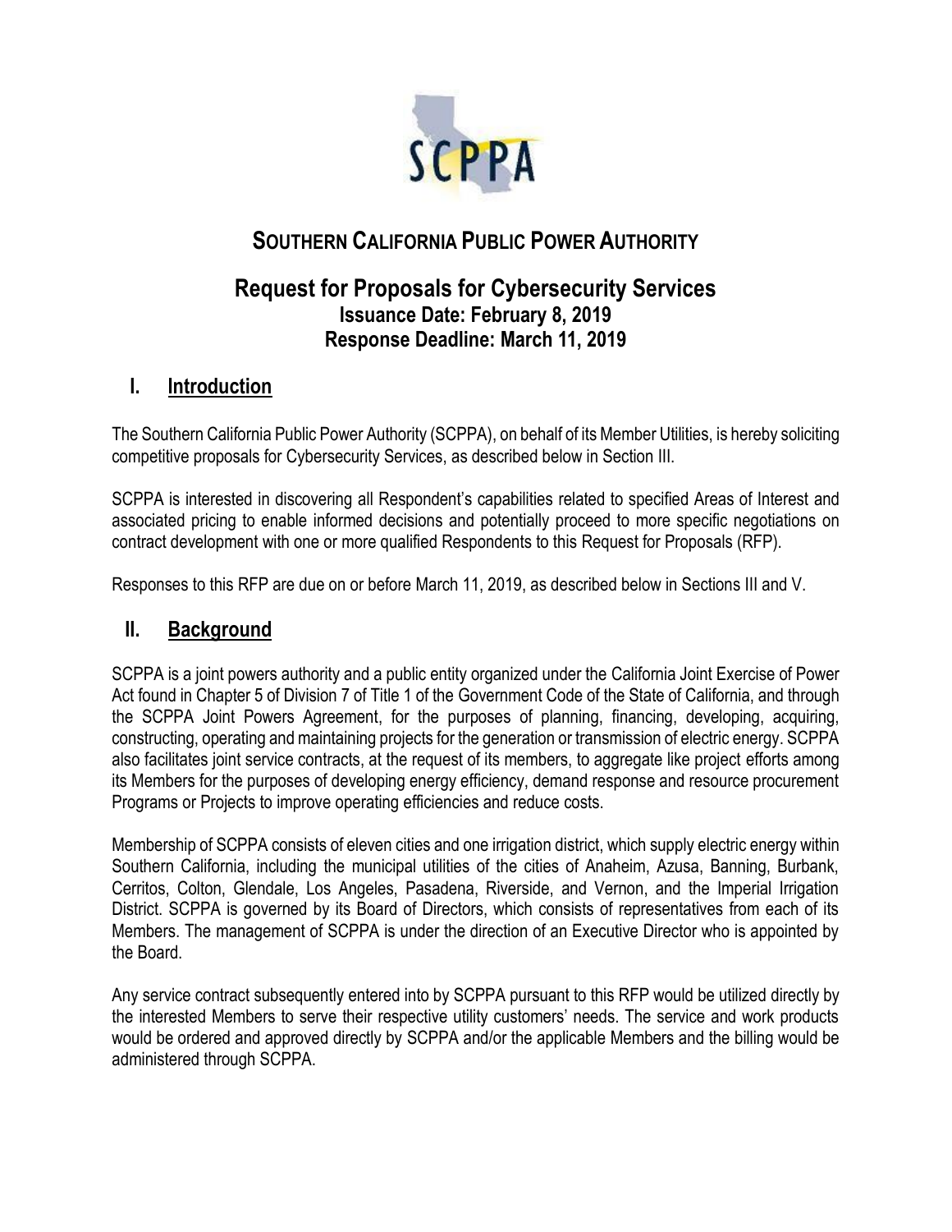# SOUTHERN CALIFORNIA PUBLIC POWER AUTHORITY

## Request for Proposals for Cybersecurity Services
### Issuance Date: February 8, 2019
### Response Deadline: March 11, 2019

## I. Introduction

The Southern California Public Power Authority (SCPPA), on behalf of its Member Utilities, is hereby soliciting competitive proposals for Cybersecurity Services, as described below in Section III.

SCPPA is interested in discovering all Respondent's capabilities related to specified Areas of Interest and associated pricing to enable informed decisions and potentially proceed to more specific negotiations on contract development with one or more qualified Respondents to this Request for Proposals (RFP).

Responses to this RFP are due on or before March 11, 2019, as described below in Sections III and V.

## II. Background

SCPPA is a joint powers authority and a public entity organized under the California Joint Exercise of Power Act found in Chapter 5 of Division 7 of Title 1 of the Government Code of the State of California, and through the SCPPA Joint Powers Agreement, for the purposes of planning, financing, developing, acquiring, constructing, operating and maintaining projects for the generation or transmission of electric energy. SCPPA also facilitates joint service contracts, at the request of its members, to aggregate like project efforts among its Members for the purposes of developing energy efficiency, demand response and resource procurement Programs or Projects to improve operating efficiencies and reduce costs.

Membership of SCPPA consists of eleven cities and one irrigation district, which supply electric energy within Southern California, including the municipal utilities of the cities of Anaheim, Azusa, Banning, Burbank, Cerritos, Colton, Glendale, Los Angeles, Pasadena, Riverside, and Vernon, and the Imperial Irrigation District. SCPPA is governed by its Board of Directors, which consists of representatives from each of its Members. The management of SCPPA is under the direction of an Executive Director who is appointed by the Board.

Any service contract subsequently entered into by SCPPA pursuant to this RFP would be utilized directly by the interested Members to serve their respective utility customers' needs. The service and work products would be ordered and approved directly by SCPPA and/or the applicable Members and the billing would be administered through SCPPA.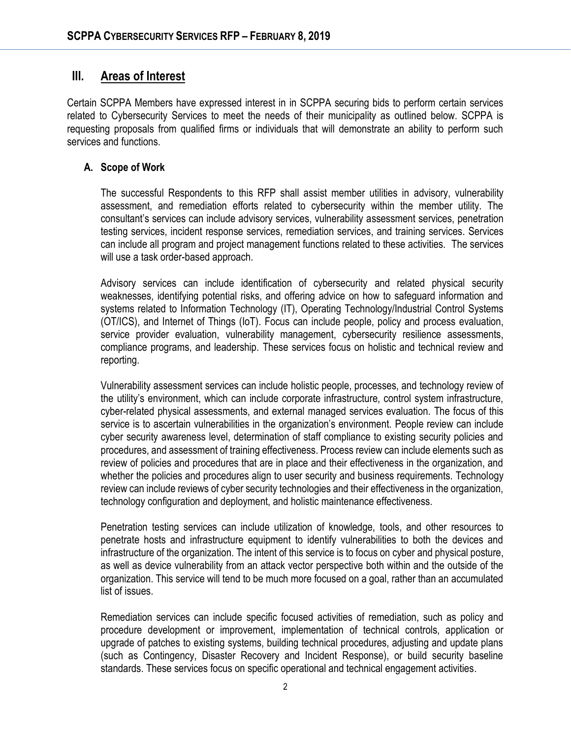## III. Areas of Interest

Certain SCPPA Members have expressed interest in in SCPPA securing bids to perform certain services related to Cybersecurity Services to meet the needs of their municipality as outlined below. SCPPA is requesting proposals from qualified firms or individuals that will demonstrate an ability to perform such services and functions.

### A. Scope of Work

The successful Respondents to this RFP shall assist member utilities in advisory, vulnerability assessment, and remediation efforts related to cybersecurity within the member utility. The consultant's services can include advisory services, vulnerability assessment services, penetration testing services, incident response services, remediation services, and training services. Services can include all program and project management functions related to these activities. The services will use a task order-based approach.

Advisory services can include identification of cybersecurity and related physical security weaknesses, identifying potential risks, and offering advice on how to safeguard information and systems related to Information Technology (IT), Operating Technology/Industrial Control Systems (OT/ICS), and Internet of Things (IoT). Focus can include people, policy and process evaluation, service provider evaluation, vulnerability management, cybersecurity resilience assessments, compliance programs, and leadership. These services focus on holistic and technical review and reporting.

Vulnerability assessment services can include holistic people, processes, and technology review of the utility's environment, which can include corporate infrastructure, control system infrastructure, cyber-related physical assessments, and external managed services evaluation. The focus of this service is to ascertain vulnerabilities in the organization's environment. People review can include cyber security awareness level, determination of staff compliance to existing security policies and procedures, and assessment of training effectiveness. Process review can include elements such as review of policies and procedures that are in place and their effectiveness in the organization, and whether the policies and procedures align to user security and business requirements. Technology review can include reviews of cyber security technologies and their effectiveness in the organization, technology configuration and deployment, and holistic maintenance effectiveness.

Penetration testing services can include utilization of knowledge, tools, and other resources to penetrate hosts and infrastructure equipment to identify vulnerabilities to both the devices and infrastructure of the organization. The intent of this service is to focus on cyber and physical posture, as well as device vulnerability from an attack vector perspective both within and the outside of the organization. This service will tend to be much more focused on a goal, rather than an accumulated list of issues.

Remediation services can include specific focused activities of remediation, such as policy and procedure development or improvement, implementation of technical controls, application or upgrade of patches to existing systems, building technical procedures, adjusting and update plans (such as Contingency, Disaster Recovery and Incident Response), or build security baseline standards. These services focus on specific operational and technical engagement activities.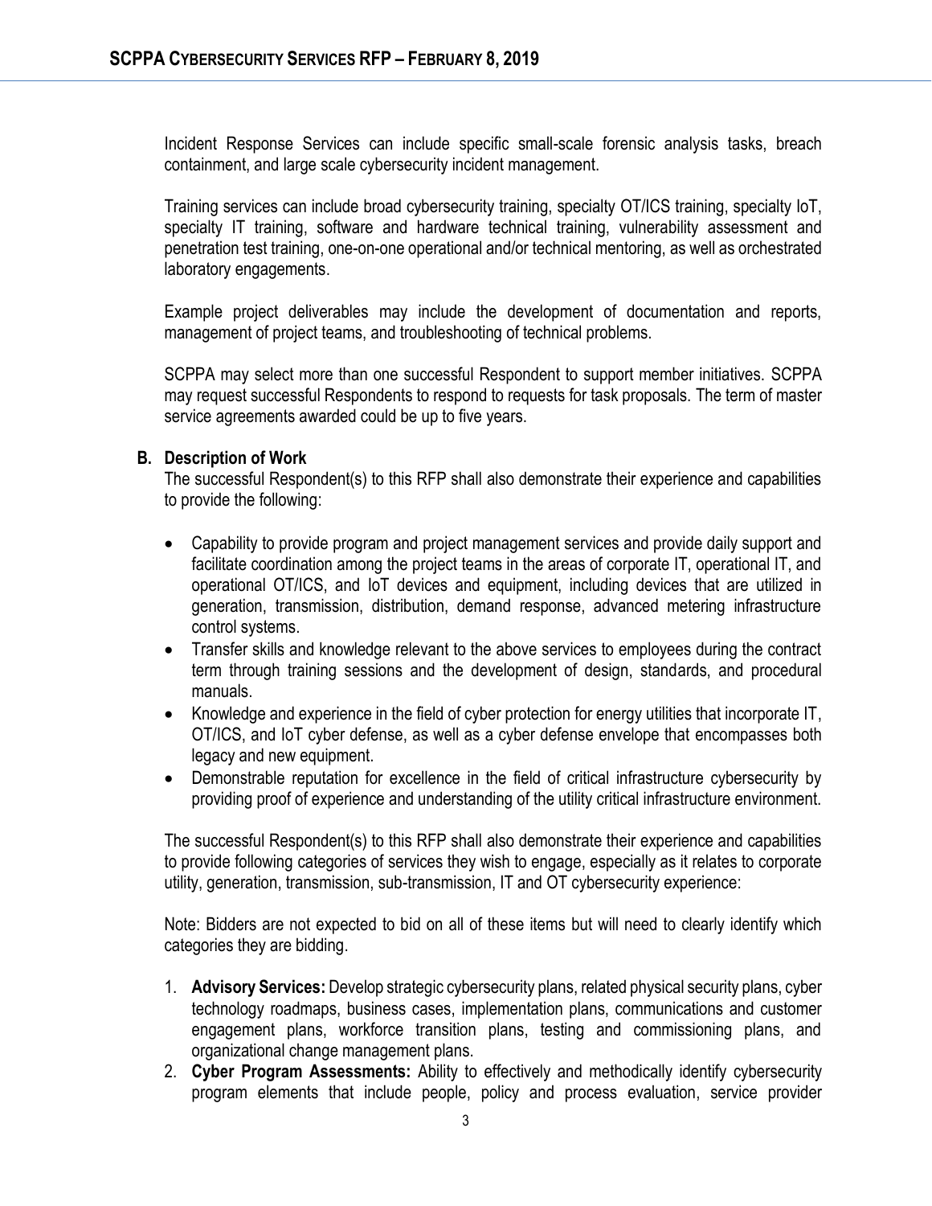Incident Response Services can include specific small-scale forensic analysis tasks, breach containment, and large scale cybersecurity incident management.

Training services can include broad cybersecurity training, specialty OT/ICS training, specialty IoT, specialty IT training, software and hardware technical training, vulnerability assessment and penetration test training, one-on-one operational and/or technical mentoring, as well as orchestrated laboratory engagements.

Example project deliverables may include the development of documentation and reports, management of project teams, and troubleshooting of technical problems.

SCPPA may select more than one successful Respondent to support member initiatives. SCPPA may request successful Respondents to respond to requests for task proposals. The term of master service agreements awarded could be up to five years.

### B. Description of Work

The successful Respondent(s) to this RFP shall also demonstrate their experience and capabilities to provide the following:

- Capability to provide program and project management services and provide daily support and facilitate coordination among the project teams in the areas of corporate IT, operational IT, and operational OT/ICS, and IoT devices and equipment, including devices that are utilized in generation, transmission, distribution, demand response, advanced metering infrastructure control systems.
- Transfer skills and knowledge relevant to the above services to employees during the contract term through training sessions and the development of design, standards, and procedural manuals.
- Knowledge and experience in the field of cyber protection for energy utilities that incorporate IT, OT/ICS, and IoT cyber defense, as well as a cyber defense envelope that encompasses both legacy and new equipment.
- Demonstrable reputation for excellence in the field of critical infrastructure cybersecurity by providing proof of experience and understanding of the utility critical infrastructure environment.

The successful Respondent(s) to this RFP shall also demonstrate their experience and capabilities to provide following categories of services they wish to engage, especially as it relates to corporate utility, generation, transmission, sub-transmission, IT and OT cybersecurity experience:

Note: Bidders are not expected to bid on all of these items but will need to clearly identify which categories they are bidding.

1. **Advisory Services:** Develop strategic cybersecurity plans, related physical security plans, cyber technology roadmaps, business cases, implementation plans, communications and customer engagement plans, workforce transition plans, testing and commissioning plans, and organizational change management plans.
2. **Cyber Program Assessments:** Ability to effectively and methodically identify cybersecurity program elements that include people, policy and process evaluation, service provider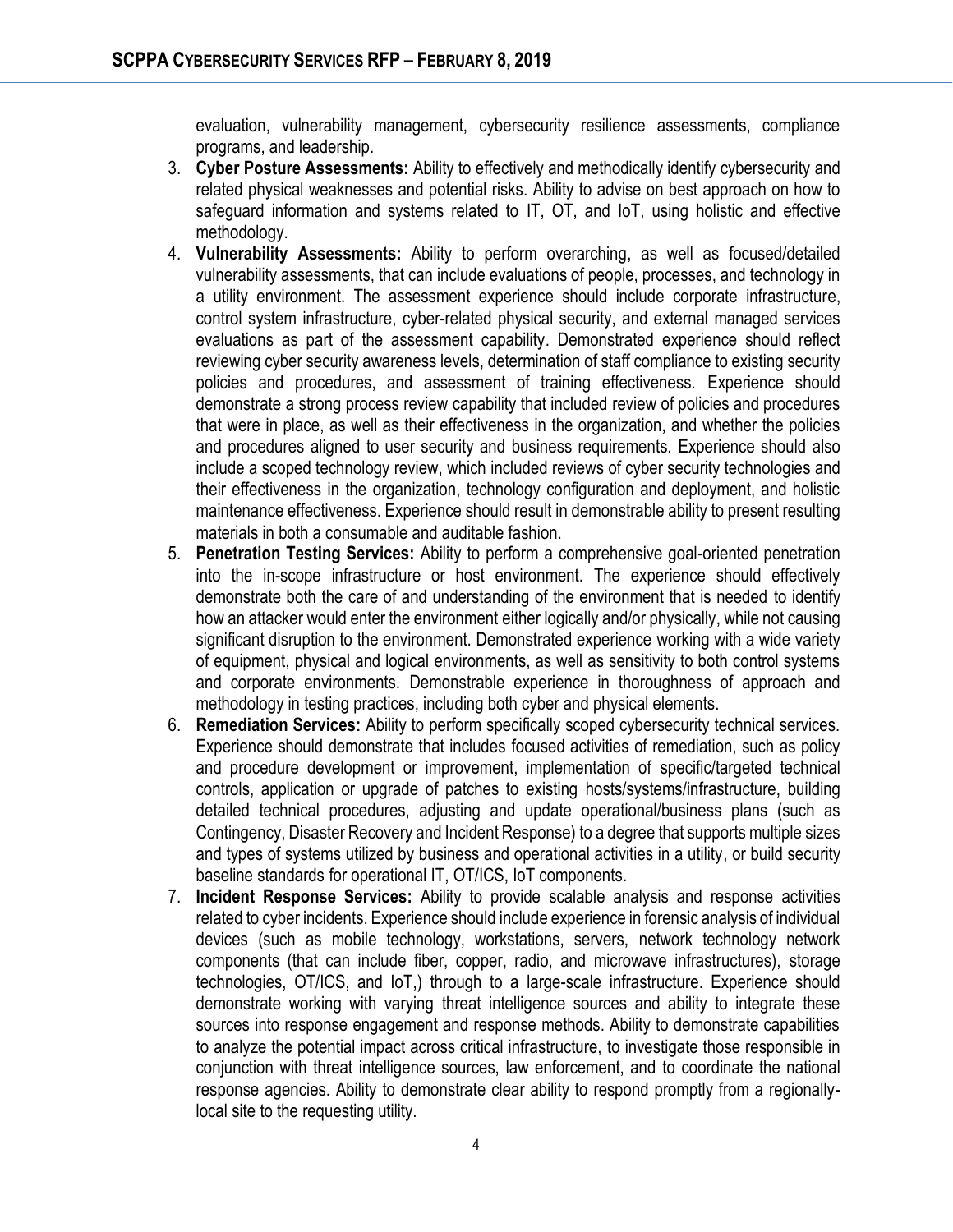evaluation, vulnerability management, cybersecurity resilience assessments, compliance programs, and leadership.

3. **Cyber Posture Assessments:** Ability to effectively and methodically identify cybersecurity and related physical weaknesses and potential risks. Ability to advise on best approach on how to safeguard information and systems related to IT, OT, and IoT, using holistic and effective methodology.
4. **Vulnerability Assessments:** Ability to perform overarching, as well as focused/detailed vulnerability assessments, that can include evaluations of people, processes, and technology in a utility environment. The assessment experience should include corporate infrastructure, control system infrastructure, cyber-related physical security, and external managed services evaluations as part of the assessment capability. Demonstrated experience should reflect reviewing cyber security awareness levels, determination of staff compliance to existing security policies and procedures, and assessment of training effectiveness. Experience should demonstrate a strong process review capability that included review of policies and procedures that were in place, as well as their effectiveness in the organization, and whether the policies and procedures aligned to user security and business requirements. Experience should also include a scoped technology review, which included reviews of cyber security technologies and their effectiveness in the organization, technology configuration and deployment, and holistic maintenance effectiveness. Experience should result in demonstrable ability to present resulting materials in both a consumable and auditable fashion.
5. **Penetration Testing Services:** Ability to perform a comprehensive goal-oriented penetration into the in-scope infrastructure or host environment. The experience should effectively demonstrate both the care of and understanding of the environment that is needed to identify how an attacker would enter the environment either logically and/or physically, while not causing significant disruption to the environment. Demonstrated experience working with a wide variety of equipment, physical and logical environments, as well as sensitivity to both control systems and corporate environments. Demonstrable experience in thoroughness of approach and methodology in testing practices, including both cyber and physical elements.
6. **Remediation Services:** Ability to perform specifically scoped cybersecurity technical services. Experience should demonstrate that includes focused activities of remediation, such as policy and procedure development or improvement, implementation of specific/targeted technical controls, application or upgrade of patches to existing hosts/systems/infrastructure, building detailed technical procedures, adjusting and update operational/business plans (such as Contingency, Disaster Recovery and Incident Response) to a degree that supports multiple sizes and types of systems utilized by business and operational activities in a utility, or build security baseline standards for operational IT, OT/ICS, IoT components.
7. **Incident Response Services:** Ability to provide scalable analysis and response activities related to cyber incidents. Experience should include experience in forensic analysis of individual devices (such as mobile technology, workstations, servers, network technology network components (that can include fiber, copper, radio, and microwave infrastructures), storage technologies, OT/ICS, and IoT,) through to a large-scale infrastructure. Experience should demonstrate working with varying threat intelligence sources and ability to integrate these sources into response engagement and response methods. Ability to demonstrate capabilities to analyze the potential impact across critical infrastructure, to investigate those responsible in conjunction with threat intelligence sources, law enforcement, and to coordinate the national response agencies. Ability to demonstrate clear ability to respond promptly from a regionally-local site to the requesting utility.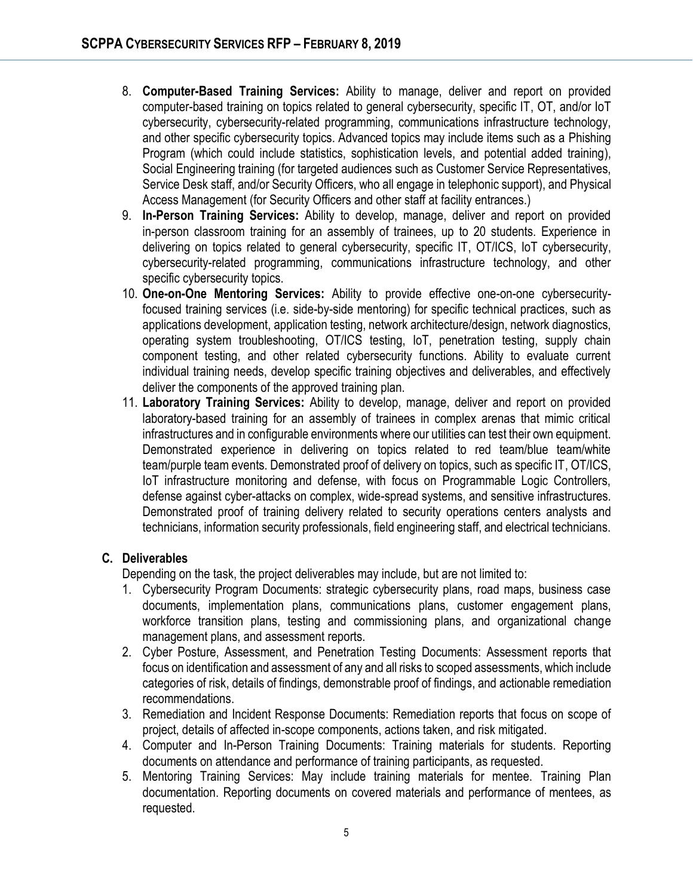8. **Computer-Based Training Services:** Ability to manage, deliver and report on provided computer-based training on topics related to general cybersecurity, specific IT, OT, and/or IoT cybersecurity, cybersecurity-related programming, communications infrastructure technology, and other specific cybersecurity topics. Advanced topics may include items such as a Phishing Program (which could include statistics, sophistication levels, and potential added training), Social Engineering training (for targeted audiences such as Customer Service Representatives, Service Desk staff, and/or Security Officers, who all engage in telephonic support), and Physical Access Management (for Security Officers and other staff at facility entrances.)
9. **In-Person Training Services:** Ability to develop, manage, deliver and report on provided in-person classroom training for an assembly of trainees, up to 20 students. Experience in delivering on topics related to general cybersecurity, specific IT, OT/ICS, IoT cybersecurity, cybersecurity-related programming, communications infrastructure technology, and other specific cybersecurity topics.
10. **One-on-One Mentoring Services:** Ability to provide effective one-on-one cybersecurity-focused training services (i.e. side-by-side mentoring) for specific technical practices, such as applications development, application testing, network architecture/design, network diagnostics, operating system troubleshooting, OT/ICS testing, IoT, penetration testing, supply chain component testing, and other related cybersecurity functions. Ability to evaluate current individual training needs, develop specific training objectives and deliverables, and effectively deliver the components of the approved training plan.
11. **Laboratory Training Services:** Ability to develop, manage, deliver and report on provided laboratory-based training for an assembly of trainees in complex arenas that mimic critical infrastructures and in configurable environments where our utilities can test their own equipment. Demonstrated experience in delivering on topics related to red team/blue team/white team/purple team events. Demonstrated proof of delivery on topics, such as specific IT, OT/ICS, IoT infrastructure monitoring and defense, with focus on Programmable Logic Controllers, defense against cyber-attacks on complex, wide-spread systems, and sensitive infrastructures. Demonstrated proof of training delivery related to security operations centers analysts and technicians, information security professionals, field engineering staff, and electrical technicians.

### C. Deliverables

Depending on the task, the project deliverables may include, but are not limited to:

1. Cybersecurity Program Documents: strategic cybersecurity plans, road maps, business case documents, implementation plans, communications plans, customer engagement plans, workforce transition plans, testing and commissioning plans, and organizational change management plans, and assessment reports.
2. Cyber Posture, Assessment, and Penetration Testing Documents: Assessment reports that focus on identification and assessment of any and all risks to scoped assessments, which include categories of risk, details of findings, demonstrable proof of findings, and actionable remediation recommendations.
3. Remediation and Incident Response Documents: Remediation reports that focus on scope of project, details of affected in-scope components, actions taken, and risk mitigated.
4. Computer and In-Person Training Documents: Training materials for students. Reporting documents on attendance and performance of training participants, as requested.
5. Mentoring Training Services: May include training materials for mentee. Training Plan documentation. Reporting documents on covered materials and performance of mentees, as requested.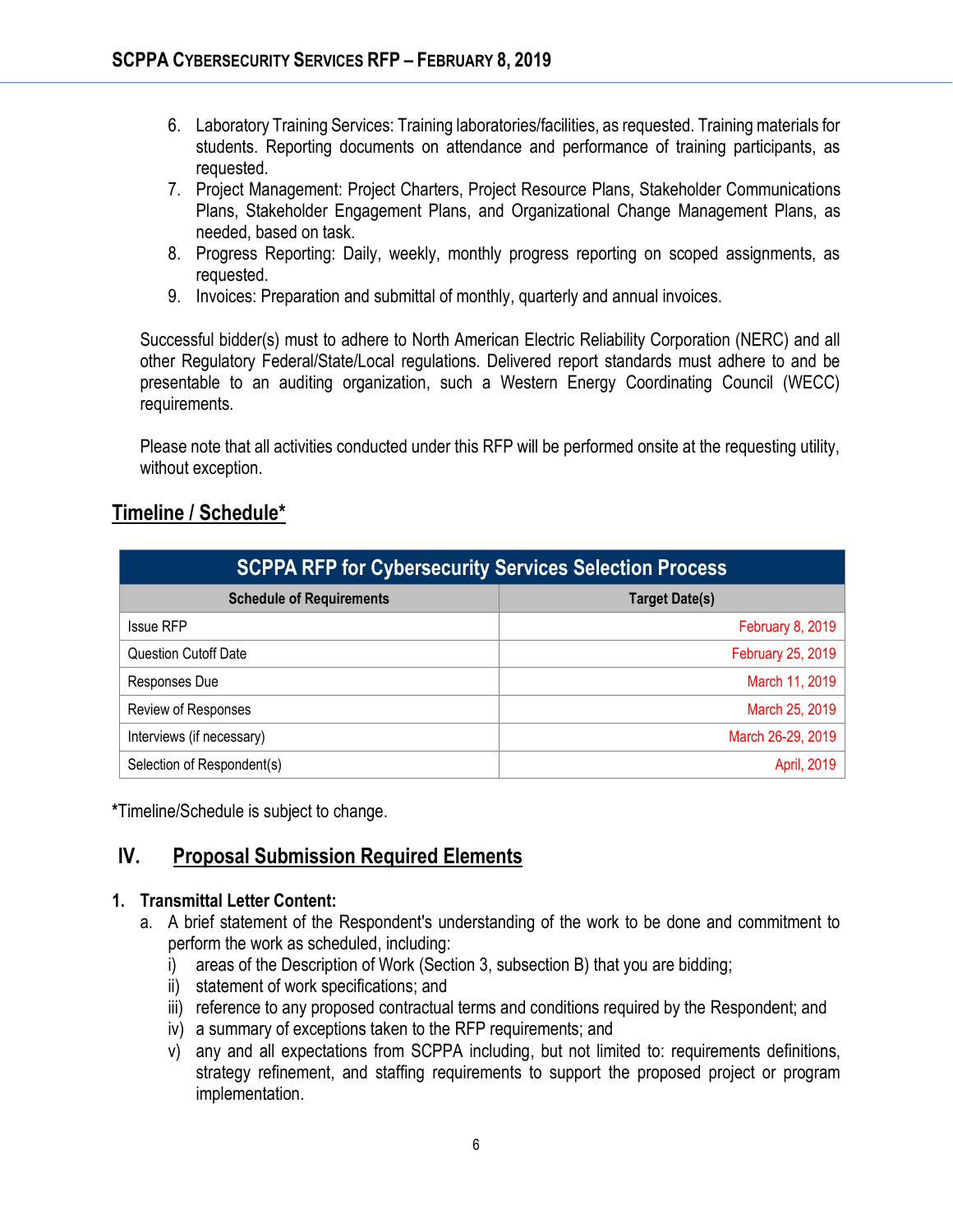6. Laboratory Training Services: Training laboratories/facilities, as requested. Training materials for students. Reporting documents on attendance and performance of training participants, as requested.
7. Project Management: Project Charters, Project Resource Plans, Stakeholder Communications Plans, Stakeholder Engagement Plans, and Organizational Change Management Plans, as needed, based on task.
8. Progress Reporting: Daily, weekly, monthly progress reporting on scoped assignments, as requested.
9. Invoices: Preparation and submittal of monthly, quarterly and annual invoices.

Successful bidder(s) must to adhere to North American Electric Reliability Corporation (NERC) and all other Regulatory Federal/State/Local regulations. Delivered report standards must adhere to and be presentable to an auditing organization, such a Western Energy Coordinating Council (WECC) requirements.

Please note that all activities conducted under this RFP will be performed onsite at the requesting utility, without exception.

## Timeline / Schedule*

| SCPPA RFP for Cybersecurity Services Selection Process | |
|---|---|
| **Schedule of Requirements** | **Target Date(s)** |
| Issue RFP | February 8, 2019 |
| Question Cutoff Date | February 25, 2019 |
| Responses Due | March 11, 2019 |
| Review of Responses | March 25, 2019 |
| Interviews (if necessary) | March 26-29, 2019 |
| Selection of Respondent(s) | April, 2019 |

***Timeline/Schedule is subject to change.**

## IV. Proposal Submission Required Elements

**1. Transmittal Letter Content:**

a. A brief statement of the Respondent's understanding of the work to be done and commitment to perform the work as scheduled, including:
   i) areas of the Description of Work (Section 3, subsection B) that you are bidding;
   ii) statement of work specifications; and
   iii) reference to any proposed contractual terms and conditions required by the Respondent; and
   iv) a summary of exceptions taken to the RFP requirements; and
   v) any and all expectations from SCPPA including, but not limited to: requirements definitions, strategy refinement, and staffing requirements to support the proposed project or program implementation.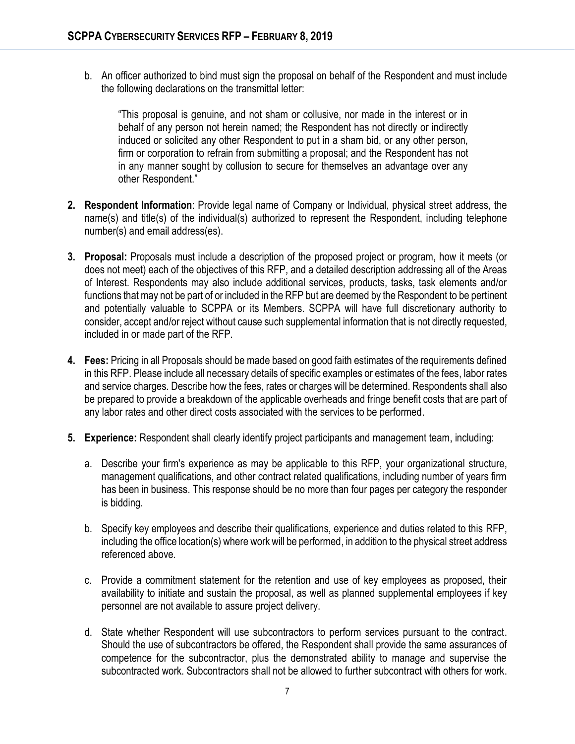b. An officer authorized to bind must sign the proposal on behalf of the Respondent and must include the following declarations on the transmittal letter:

> "This proposal is genuine, and not sham or collusive, nor made in the interest or in behalf of any person not herein named; the Respondent has not directly or indirectly induced or solicited any other Respondent to put in a sham bid, or any other person, firm or corporation to refrain from submitting a proposal; and the Respondent has not in any manner sought by collusion to secure for themselves an advantage over any other Respondent."

2. **Respondent Information**: Provide legal name of Company or Individual, physical street address, the name(s) and title(s) of the individual(s) authorized to represent the Respondent, including telephone number(s) and email address(es).

3. **Proposal:** Proposals must include a description of the proposed project or program, how it meets (or does not meet) each of the objectives of this RFP, and a detailed description addressing all of the Areas of Interest. Respondents may also include additional services, products, tasks, task elements and/or functions that may not be part of or included in the RFP but are deemed by the Respondent to be pertinent and potentially valuable to SCPPA or its Members. SCPPA will have full discretionary authority to consider, accept and/or reject without cause such supplemental information that is not directly requested, included in or made part of the RFP.

4. **Fees:** Pricing in all Proposals should be made based on good faith estimates of the requirements defined in this RFP. Please include all necessary details of specific examples or estimates of the fees, labor rates and service charges. Describe how the fees, rates or charges will be determined. Respondents shall also be prepared to provide a breakdown of the applicable overheads and fringe benefit costs that are part of any labor rates and other direct costs associated with the services to be performed.

5. **Experience:** Respondent shall clearly identify project participants and management team, including:

   a. Describe your firm's experience as may be applicable to this RFP, your organizational structure, management qualifications, and other contract related qualifications, including number of years firm has been in business. This response should be no more than four pages per category the responder is bidding.

   b. Specify key employees and describe their qualifications, experience and duties related to this RFP, including the office location(s) where work will be performed, in addition to the physical street address referenced above.

   c. Provide a commitment statement for the retention and use of key employees as proposed, their availability to initiate and sustain the proposal, as well as planned supplemental employees if key personnel are not available to assure project delivery.

   d. State whether Respondent will use subcontractors to perform services pursuant to the contract. Should the use of subcontractors be offered, the Respondent shall provide the same assurances of competence for the subcontractor, plus the demonstrated ability to manage and supervise the subcontracted work. Subcontractors shall not be allowed to further subcontract with others for work.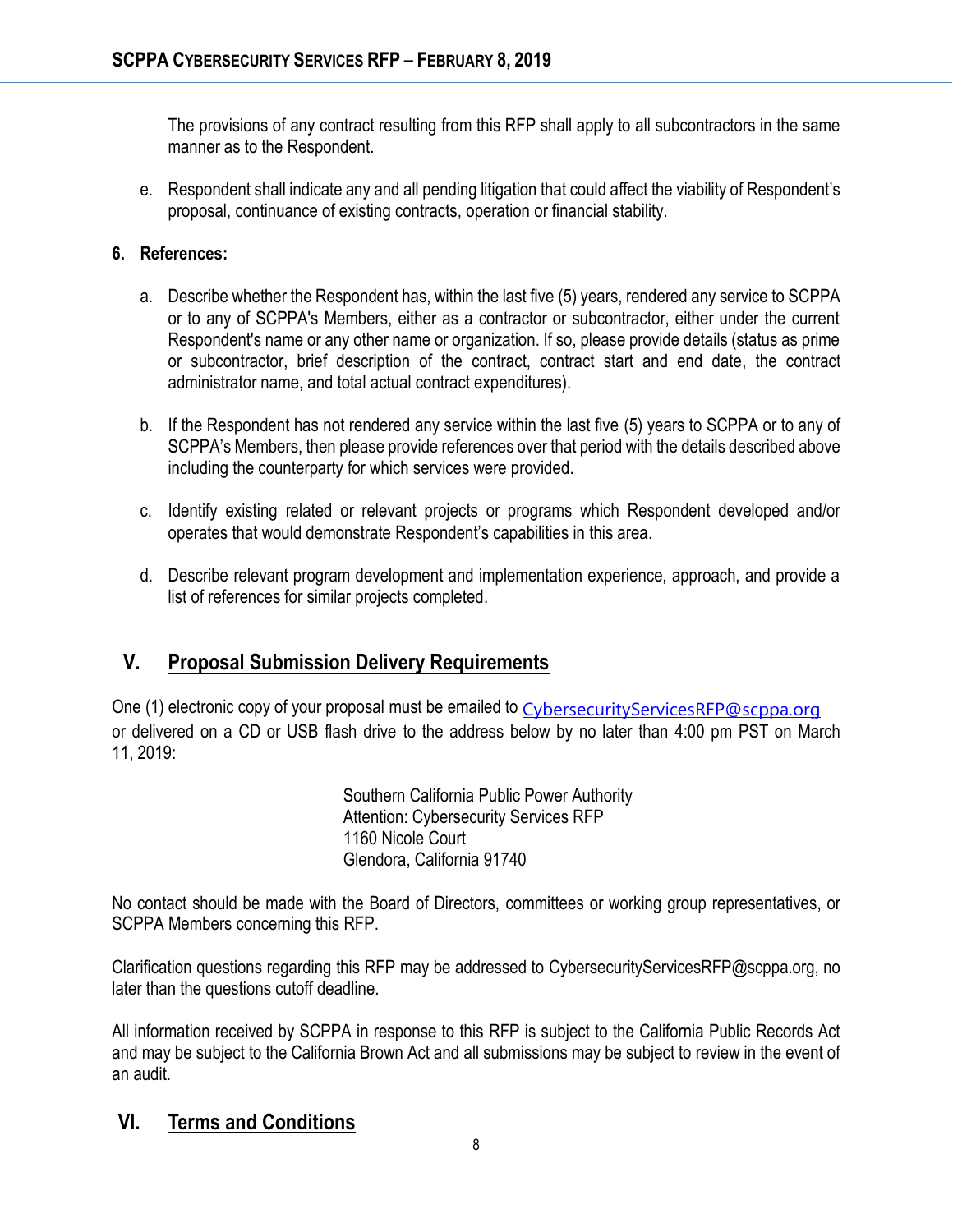The provisions of any contract resulting from this RFP shall apply to all subcontractors in the same manner as to the Respondent.

e. Respondent shall indicate any and all pending litigation that could affect the viability of Respondent's proposal, continuance of existing contracts, operation or financial stability.

**6. References:**

a. Describe whether the Respondent has, within the last five (5) years, rendered any service to SCPPA or to any of SCPPA's Members, either as a contractor or subcontractor, either under the current Respondent's name or any other name or organization. If so, please provide details (status as prime or subcontractor, brief description of the contract, contract start and end date, the contract administrator name, and total actual contract expenditures).

b. If the Respondent has not rendered any service within the last five (5) years to SCPPA or to any of SCPPA's Members, then please provide references over that period with the details described above including the counterparty for which services were provided.

c. Identify existing related or relevant projects or programs which Respondent developed and/or operates that would demonstrate Respondent's capabilities in this area.

d. Describe relevant program development and implementation experience, approach, and provide a list of references for similar projects completed.

## V. Proposal Submission Delivery Requirements

One (1) electronic copy of your proposal must be emailed to CybersecurityServicesRFP@scppa.org or delivered on a CD or USB flash drive to the address below by no later than 4:00 pm PST on March 11, 2019:

Southern California Public Power Authority
Attention: Cybersecurity Services RFP
1160 Nicole Court
Glendora, California 91740

No contact should be made with the Board of Directors, committees or working group representatives, or SCPPA Members concerning this RFP.

Clarification questions regarding this RFP may be addressed to CybersecurityServicesRFP@scppa.org, no later than the questions cutoff deadline.

All information received by SCPPA in response to this RFP is subject to the California Public Records Act and may be subject to the California Brown Act and all submissions may be subject to review in the event of an audit.

## VI. Terms and Conditions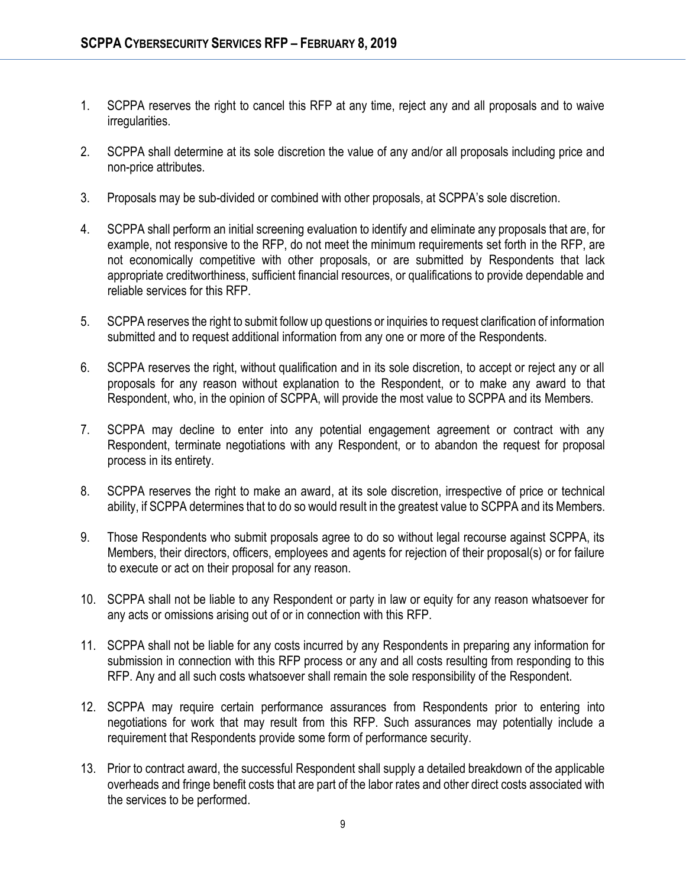1. SCPPA reserves the right to cancel this RFP at any time, reject any and all proposals and to waive irregularities.

2. SCPPA shall determine at its sole discretion the value of any and/or all proposals including price and non-price attributes.

3. Proposals may be sub-divided or combined with other proposals, at SCPPA's sole discretion.

4. SCPPA shall perform an initial screening evaluation to identify and eliminate any proposals that are, for example, not responsive to the RFP, do not meet the minimum requirements set forth in the RFP, are not economically competitive with other proposals, or are submitted by Respondents that lack appropriate creditworthiness, sufficient financial resources, or qualifications to provide dependable and reliable services for this RFP.

5. SCPPA reserves the right to submit follow up questions or inquiries to request clarification of information submitted and to request additional information from any one or more of the Respondents.

6. SCPPA reserves the right, without qualification and in its sole discretion, to accept or reject any or all proposals for any reason without explanation to the Respondent, or to make any award to that Respondent, who, in the opinion of SCPPA, will provide the most value to SCPPA and its Members.

7. SCPPA may decline to enter into any potential engagement agreement or contract with any Respondent, terminate negotiations with any Respondent, or to abandon the request for proposal process in its entirety.

8. SCPPA reserves the right to make an award, at its sole discretion, irrespective of price or technical ability, if SCPPA determines that to do so would result in the greatest value to SCPPA and its Members.

9. Those Respondents who submit proposals agree to do so without legal recourse against SCPPA, its Members, their directors, officers, employees and agents for rejection of their proposal(s) or for failure to execute or act on their proposal for any reason.

10. SCPPA shall not be liable to any Respondent or party in law or equity for any reason whatsoever for any acts or omissions arising out of or in connection with this RFP.

11. SCPPA shall not be liable for any costs incurred by any Respondents in preparing any information for submission in connection with this RFP process or any and all costs resulting from responding to this RFP. Any and all such costs whatsoever shall remain the sole responsibility of the Respondent.

12. SCPPA may require certain performance assurances from Respondents prior to entering into negotiations for work that may result from this RFP. Such assurances may potentially include a requirement that Respondents provide some form of performance security.

13. Prior to contract award, the successful Respondent shall supply a detailed breakdown of the applicable overheads and fringe benefit costs that are part of the labor rates and other direct costs associated with the services to be performed.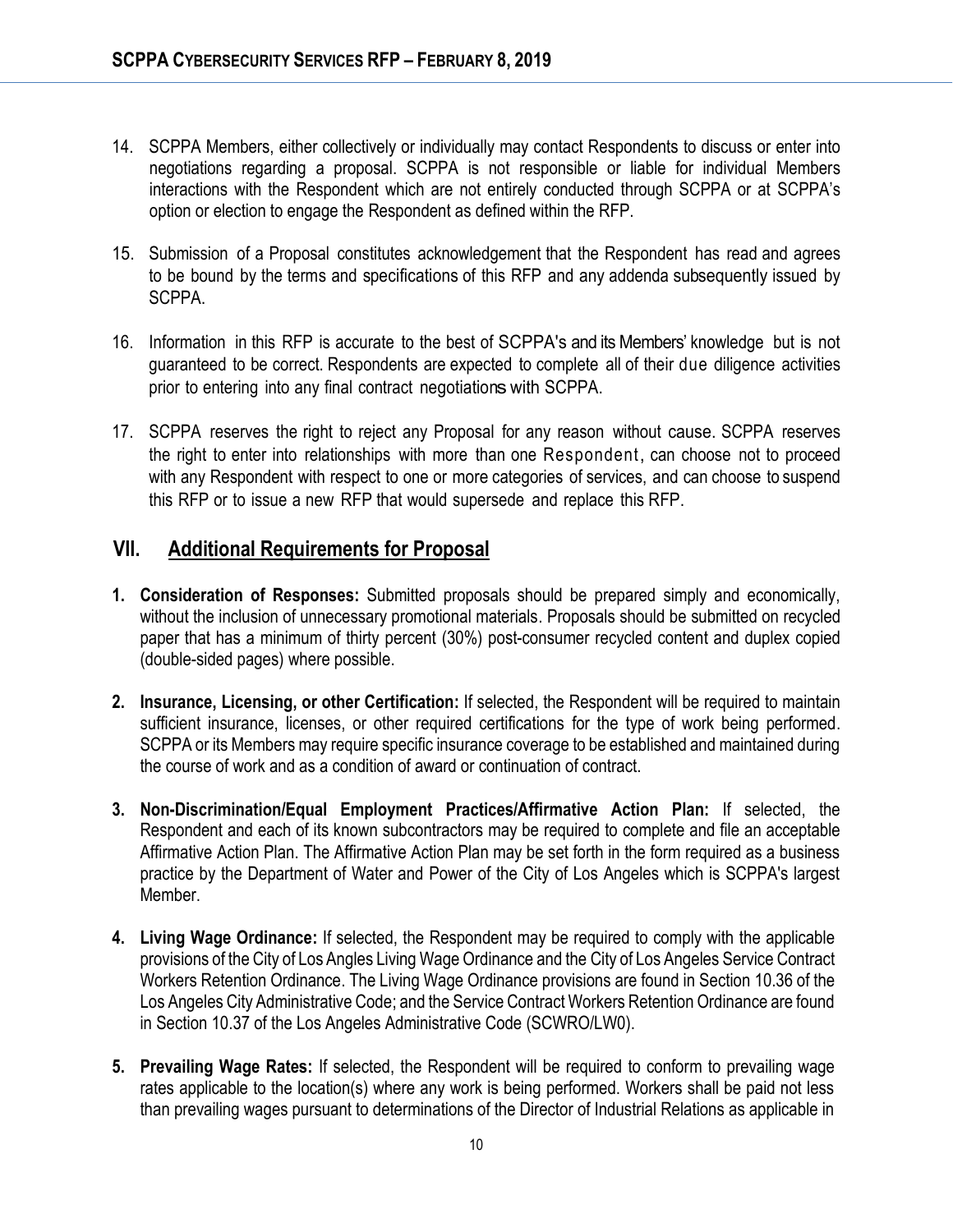14. SCPPA Members, either collectively or individually may contact Respondents to discuss or enter into negotiations regarding a proposal. SCPPA is not responsible or liable for individual Members interactions with the Respondent which are not entirely conducted through SCPPA or at SCPPA's option or election to engage the Respondent as defined within the RFP.

15. Submission of a Proposal constitutes acknowledgement that the Respondent has read and agrees to be bound by the terms and specifications of this RFP and any addenda subsequently issued by SCPPA.

16. Information in this RFP is accurate to the best of SCPPA's and its Members' knowledge but is not guaranteed to be correct. Respondents are expected to complete all of their due diligence activities prior to entering into any final contract negotiations with SCPPA.

17. SCPPA reserves the right to reject any Proposal for any reason without cause. SCPPA reserves the right to enter into relationships with more than one Respondent, can choose not to proceed with any Respondent with respect to one or more categories of services, and can choose to suspend this RFP or to issue a new RFP that would supersede and replace this RFP.

## VII. Additional Requirements for Proposal

1. **Consideration of Responses:** Submitted proposals should be prepared simply and economically, without the inclusion of unnecessary promotional materials. Proposals should be submitted on recycled paper that has a minimum of thirty percent (30%) post-consumer recycled content and duplex copied (double-sided pages) where possible.

2. **Insurance, Licensing, or other Certification:** If selected, the Respondent will be required to maintain sufficient insurance, licenses, or other required certifications for the type of work being performed. SCPPA or its Members may require specific insurance coverage to be established and maintained during the course of work and as a condition of award or continuation of contract.

3. **Non-Discrimination/Equal Employment Practices/Affirmative Action Plan:** If selected, the Respondent and each of its known subcontractors may be required to complete and file an acceptable Affirmative Action Plan. The Affirmative Action Plan may be set forth in the form required as a business practice by the Department of Water and Power of the City of Los Angeles which is SCPPA's largest Member.

4. **Living Wage Ordinance:** If selected, the Respondent may be required to comply with the applicable provisions of the City of Los Angles Living Wage Ordinance and the City of Los Angeles Service Contract Workers Retention Ordinance. The Living Wage Ordinance provisions are found in Section 10.36 of the Los Angeles City Administrative Code; and the Service Contract Workers Retention Ordinance are found in Section 10.37 of the Los Angeles Administrative Code (SCWRO/LW0).

5. **Prevailing Wage Rates:** If selected, the Respondent will be required to conform to prevailing wage rates applicable to the location(s) where any work is being performed. Workers shall be paid not less than prevailing wages pursuant to determinations of the Director of Industrial Relations as applicable in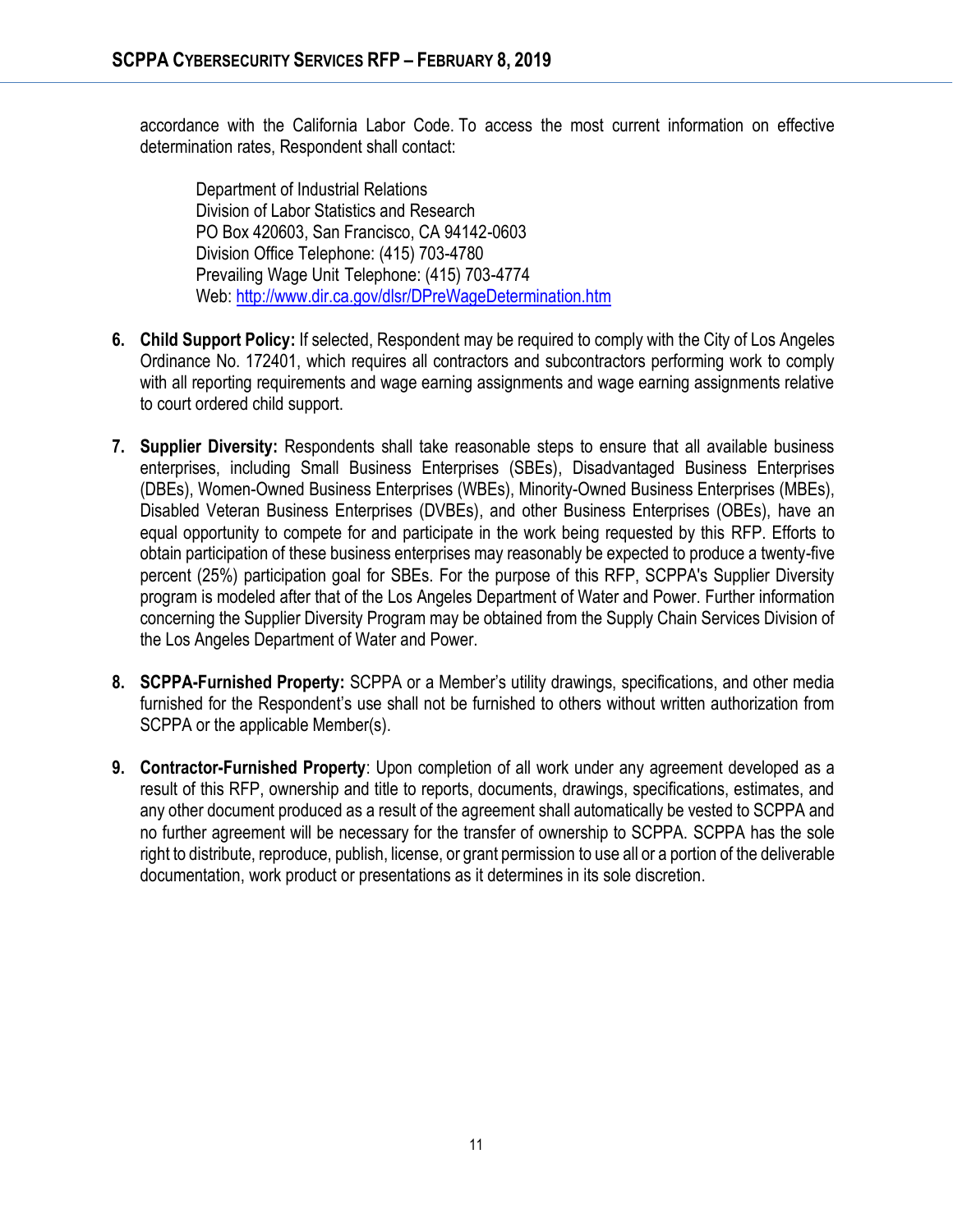accordance with the California Labor Code. To access the most current information on effective determination rates, Respondent shall contact:

Department of Industrial Relations
Division of Labor Statistics and Research
PO Box 420603, San Francisco, CA 94142-0603
Division Office Telephone: (415) 703-4780
Prevailing Wage Unit Telephone: (415) 703-4774
Web: [http://www.dir.ca.gov/dlsr/DPreWageDetermination.htm](http://www.dir.ca.gov/dlsr/DPreWageDetermination.htm)

6. **Child Support Policy:** If selected, Respondent may be required to comply with the City of Los Angeles Ordinance No. 172401, which requires all contractors and subcontractors performing work to comply with all reporting requirements and wage earning assignments and wage earning assignments relative to court ordered child support.

7. **Supplier Diversity:** Respondents shall take reasonable steps to ensure that all available business enterprises, including Small Business Enterprises (SBEs), Disadvantaged Business Enterprises (DBEs), Women-Owned Business Enterprises (WBEs), Minority-Owned Business Enterprises (MBEs), Disabled Veteran Business Enterprises (DVBEs), and other Business Enterprises (OBEs), have an equal opportunity to compete for and participate in the work being requested by this RFP. Efforts to obtain participation of these business enterprises may reasonably be expected to produce a twenty-five percent (25%) participation goal for SBEs. For the purpose of this RFP, SCPPA's Supplier Diversity program is modeled after that of the Los Angeles Department of Water and Power. Further information concerning the Supplier Diversity Program may be obtained from the Supply Chain Services Division of the Los Angeles Department of Water and Power.

8. **SCPPA-Furnished Property:** SCPPA or a Member's utility drawings, specifications, and other media furnished for the Respondent's use shall not be furnished to others without written authorization from SCPPA or the applicable Member(s).

9. **Contractor-Furnished Property**: Upon completion of all work under any agreement developed as a result of this RFP, ownership and title to reports, documents, drawings, specifications, estimates, and any other document produced as a result of the agreement shall automatically be vested to SCPPA and no further agreement will be necessary for the transfer of ownership to SCPPA. SCPPA has the sole right to distribute, reproduce, publish, license, or grant permission to use all or a portion of the deliverable documentation, work product or presentations as it determines in its sole discretion.